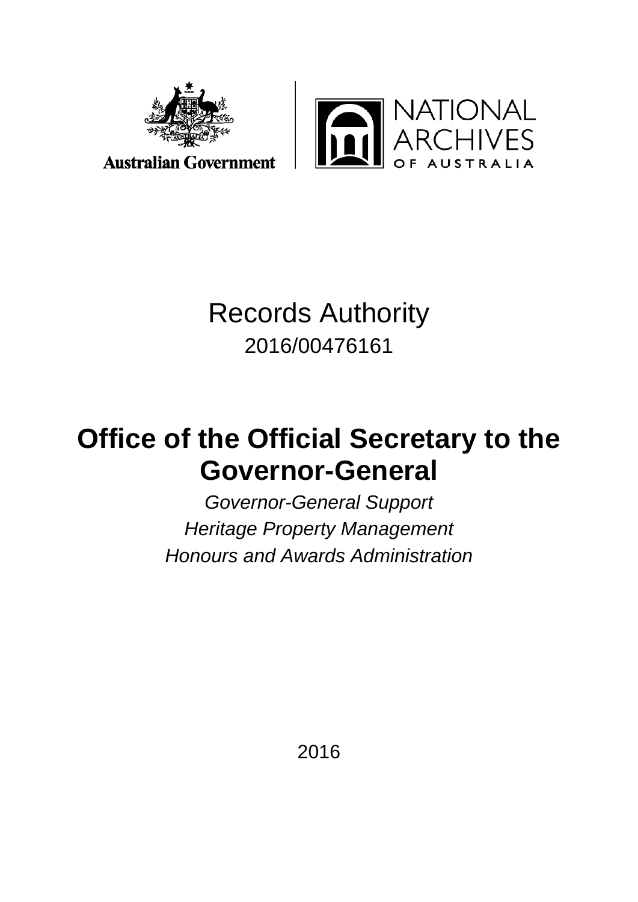Australian Government

NATIONAL ARCHIVES OF AUSTRALIA

Records Authority

2016/00476161

# Office of the Official Secretary to the Governor-General

*Governor-General Support*

*Heritage Property Management*

*Honours and Awards Administration*

2016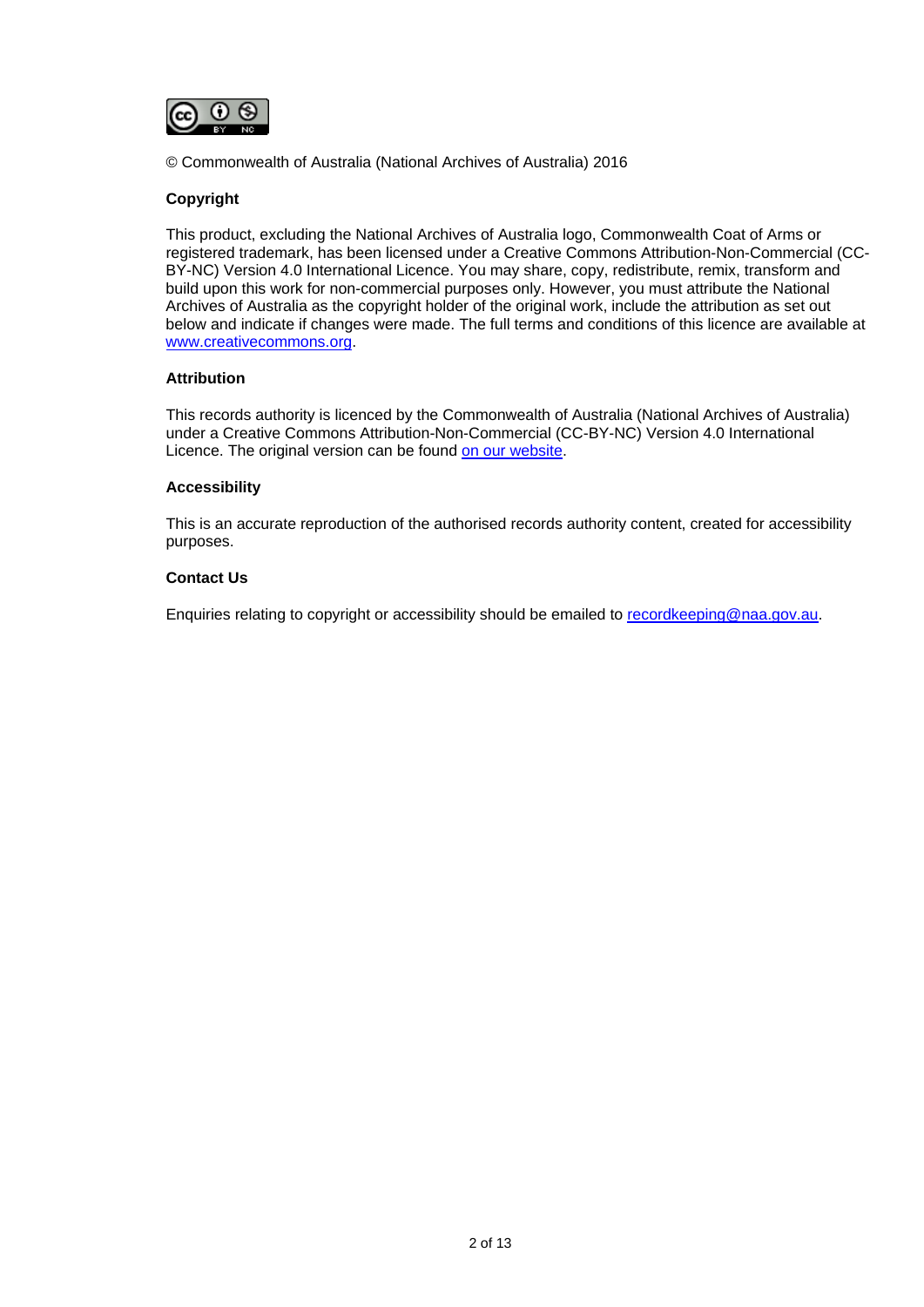© Commonwealth of Australia (National Archives of Australia) 2016

**Copyright**

This product, excluding the National Archives of Australia logo, Commonwealth Coat of Arms or registered trademark, has been licensed under a Creative Commons Attribution-Non-Commercial (CC-BY-NC) Version 4.0 International Licence. You may share, copy, redistribute, remix, transform and build upon this work for non-commercial purposes only. However, you must attribute the National Archives of Australia as the copyright holder of the original work, include the attribution as set out below and indicate if changes were made. The full terms and conditions of this licence are available at www.creativecommons.org.

**Attribution**

This records authority is licenced by the Commonwealth of Australia (National Archives of Australia) under a Creative Commons Attribution-Non-Commercial (CC-BY-NC) Version 4.0 International Licence. The original version can be found on our website.

**Accessibility**

This is an accurate reproduction of the authorised records authority content, created for accessibility purposes.

**Contact Us**

Enquiries relating to copyright or accessibility should be emailed to recordkeeping@naa.gov.au.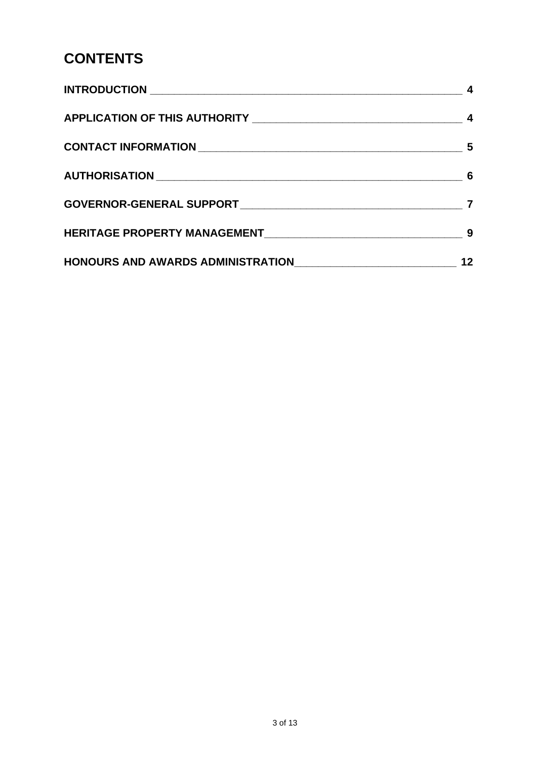# CONTENTS

INTRODUCTION ____________________________________________ 4

APPLICATION OF THIS AUTHORITY __________________________ 4

CONTACT INFORMATION ___________________________________ 5

AUTHORISATION _________________________________________ 6

GOVERNOR-GENERAL SUPPORT _____________________________ 7

HERITAGE PROPERTY MANAGEMENT __________________________ 9

HONOURS AND AWARDS ADMINISTRATION ____________________ 12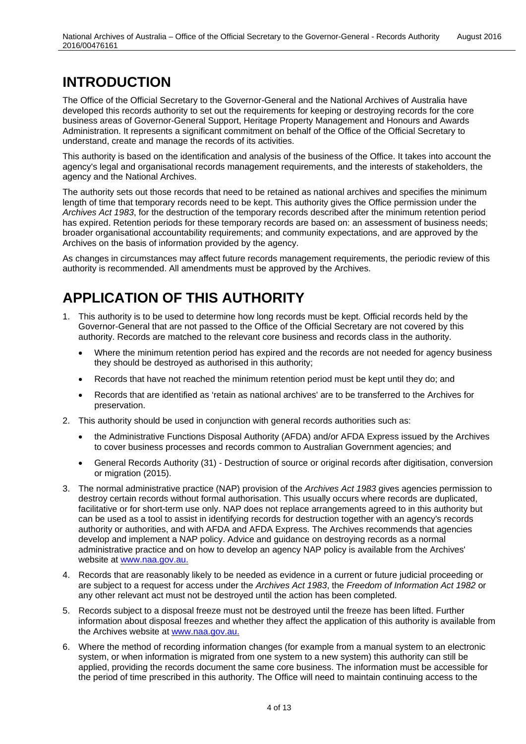# INTRODUCTION

The Office of the Official Secretary to the Governor-General and the National Archives of Australia have developed this records authority to set out the requirements for keeping or destroying records for the core business areas of Governor-General Support, Heritage Property Management and Honours and Awards Administration. It represents a significant commitment on behalf of the Office of the Official Secretary to understand, create and manage the records of its activities.

This authority is based on the identification and analysis of the business of the Office. It takes into account the agency's legal and organisational records management requirements, and the interests of stakeholders, the agency and the National Archives.

The authority sets out those records that need to be retained as national archives and specifies the minimum length of time that temporary records need to be kept. This authority gives the Office permission under the *Archives Act 1983*, for the destruction of the temporary records described after the minimum retention period has expired. Retention periods for these temporary records are based on: an assessment of business needs; broader organisational accountability requirements; and community expectations, and are approved by the Archives on the basis of information provided by the agency.

As changes in circumstances may affect future records management requirements, the periodic review of this authority is recommended. All amendments must be approved by the Archives.

# APPLICATION OF THIS AUTHORITY

1. This authority is to be used to determine how long records must be kept. Official records held by the Governor-General that are not passed to the Office of the Official Secretary are not covered by this authority. Records are matched to the relevant core business and records class in the authority.
   - Where the minimum retention period has expired and the records are not needed for agency business they should be destroyed as authorised in this authority;
   - Records that have not reached the minimum retention period must be kept until they do; and
   - Records that are identified as 'retain as national archives' are to be transferred to the Archives for preservation.
2. This authority should be used in conjunction with general records authorities such as:
   - the Administrative Functions Disposal Authority (AFDA) and/or AFDA Express issued by the Archives to cover business processes and records common to Australian Government agencies; and
   - General Records Authority (31) - Destruction of source or original records after digitisation, conversion or migration (2015).
3. The normal administrative practice (NAP) provision of the *Archives Act 1983* gives agencies permission to destroy certain records without formal authorisation. This usually occurs where records are duplicated, facilitative or for short-term use only. NAP does not replace arrangements agreed to in this authority but can be used as a tool to assist in identifying records for destruction together with an agency's records authority or authorities, and with AFDA and AFDA Express. The Archives recommends that agencies develop and implement a NAP policy. Advice and guidance on destroying records as a normal administrative practice and on how to develop an agency NAP policy is available from the Archives' website at www.naa.gov.au.
4. Records that are reasonably likely to be needed as evidence in a current or future judicial proceeding or are subject to a request for access under the *Archives Act 1983*, the *Freedom of Information Act 1982* or any other relevant act must not be destroyed until the action has been completed.
5. Records subject to a disposal freeze must not be destroyed until the freeze has been lifted. Further information about disposal freezes and whether they affect the application of this authority is available from the Archives website at www.naa.gov.au.
6. Where the method of recording information changes (for example from a manual system to an electronic system, or when information is migrated from one system to a new system) this authority can still be applied, providing the records document the same core business. The information must be accessible for the period of time prescribed in this authority. The Office will need to maintain continuing access to the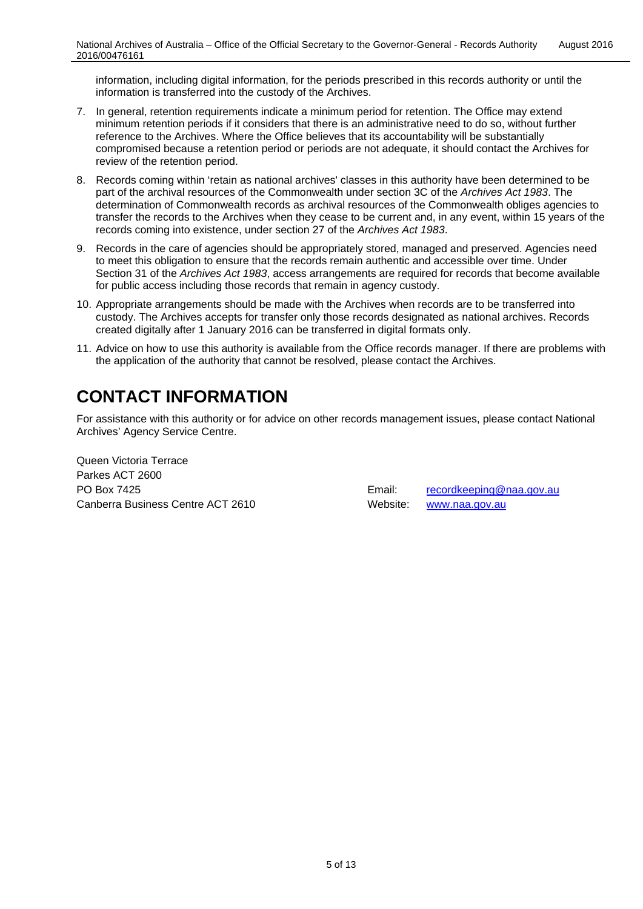information, including digital information, for the periods prescribed in this records authority or until the information is transferred into the custody of the Archives.

7. In general, retention requirements indicate a minimum period for retention. The Office may extend minimum retention periods if it considers that there is an administrative need to do so, without further reference to the Archives. Where the Office believes that its accountability will be substantially compromised because a retention period or periods are not adequate, it should contact the Archives for review of the retention period.
8. Records coming within 'retain as national archives' classes in this authority have been determined to be part of the archival resources of the Commonwealth under section 3C of the *Archives Act 1983*. The determination of Commonwealth records as archival resources of the Commonwealth obliges agencies to transfer the records to the Archives when they cease to be current and, in any event, within 15 years of the records coming into existence, under section 27 of the *Archives Act 1983*.
9. Records in the care of agencies should be appropriately stored, managed and preserved. Agencies need to meet this obligation to ensure that the records remain authentic and accessible over time. Under Section 31 of the *Archives Act 1983*, access arrangements are required for records that become available for public access including those records that remain in agency custody.
10. Appropriate arrangements should be made with the Archives when records are to be transferred into custody. The Archives accepts for transfer only those records designated as national archives. Records created digitally after 1 January 2016 can be transferred in digital formats only.
11. Advice on how to use this authority is available from the Office records manager. If there are problems with the application of the authority that cannot be resolved, please contact the Archives.

# CONTACT INFORMATION

For assistance with this authority or for advice on other records management issues, please contact National Archives' Agency Service Centre.

Queen Victoria Terrace
Parkes ACT 2600
PO Box 7425
Canberra Business Centre ACT 2610

Email: recordkeeping@naa.gov.au
Website: www.naa.gov.au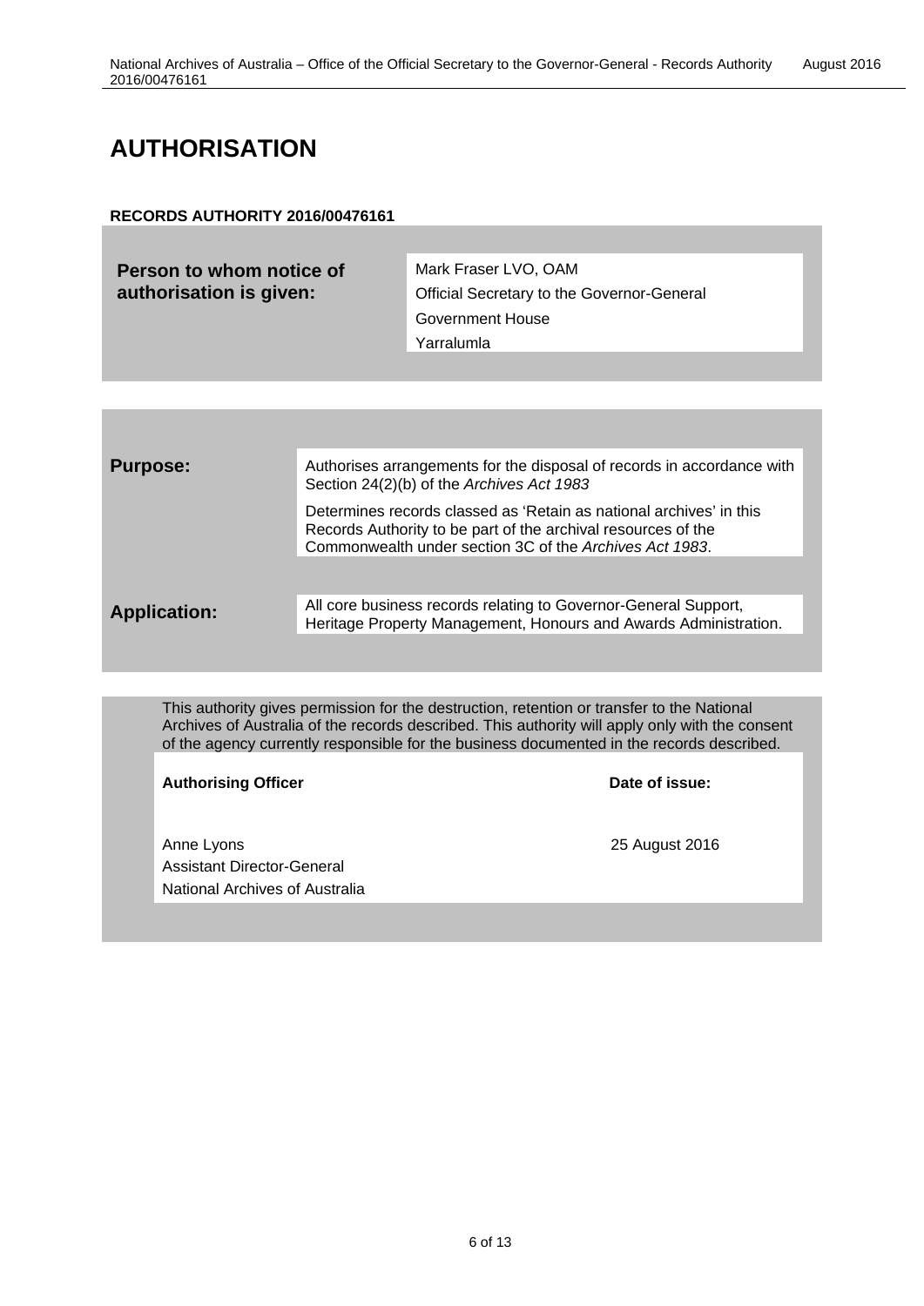# AUTHORISATION

**RECORDS AUTHORITY 2016/00476161**

| **Person to whom notice of authorisation is given:** | Mark Fraser LVO, OAM<br>Official Secretary to the Governor-General<br>Government House<br>Yarralumla |
|---|---|

| | |
|---|---|
| **Purpose:** | Authorises arrangements for the disposal of records in accordance with Section 24(2)(b) of the *Archives Act 1983*<br><br>Determines records classed as 'Retain as national archives' in this Records Authority to be part of the archival resources of the Commonwealth under section 3C of the *Archives Act 1983*. |
| **Application:** | All core business records relating to Governor-General Support, Heritage Property Management, Honours and Awards Administration. |

This authority gives permission for the destruction, retention or transfer to the National Archives of Australia of the records described. This authority will apply only with the consent of the agency currently responsible for the business documented in the records described.

| **Authorising Officer** | **Date of issue:** |
|---|---|
| Anne Lyons<br>Assistant Director-General<br>National Archives of Australia | 25 August 2016 |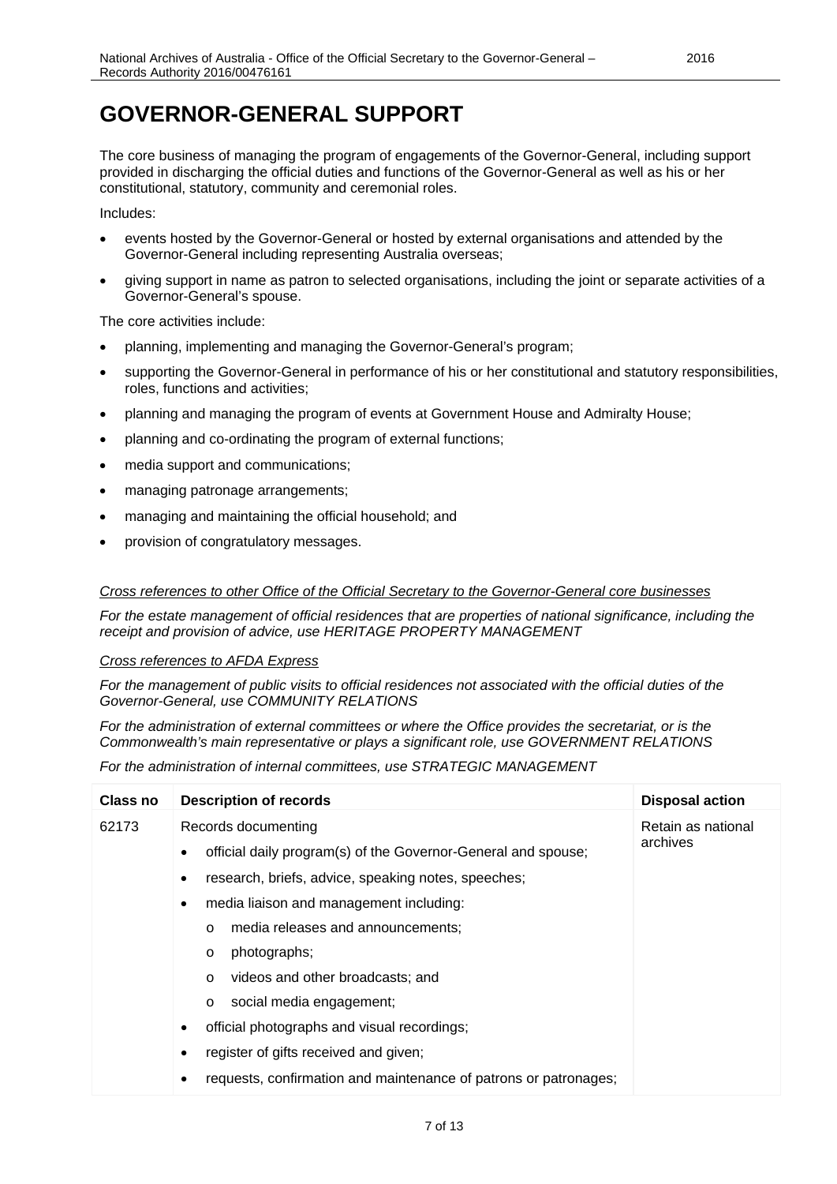# GOVERNOR-GENERAL SUPPORT

The core business of managing the program of engagements of the Governor-General, including support provided in discharging the official duties and functions of the Governor-General as well as his or her constitutional, statutory, community and ceremonial roles.

Includes:

- events hosted by the Governor-General or hosted by external organisations and attended by the Governor-General including representing Australia overseas;
- giving support in name as patron to selected organisations, including the joint or separate activities of a Governor-General's spouse.

The core activities include:

- planning, implementing and managing the Governor-General's program;
- supporting the Governor-General in performance of his or her constitutional and statutory responsibilities, roles, functions and activities;
- planning and managing the program of events at Government House and Admiralty House;
- planning and co-ordinating the program of external functions;
- media support and communications;
- managing patronage arrangements;
- managing and maintaining the official household; and
- provision of congratulatory messages.

*Cross references to other Office of the Official Secretary to the Governor-General core businesses*

*For the estate management of official residences that are properties of national significance, including the receipt and provision of advice, use HERITAGE PROPERTY MANAGEMENT*

*Cross references to AFDA Express*

*For the management of public visits to official residences not associated with the official duties of the Governor-General, use COMMUNITY RELATIONS*

*For the administration of external committees or where the Office provides the secretariat, or is the Commonwealth's main representative or plays a significant role, use GOVERNMENT RELATIONS*

*For the administration of internal committees, use STRATEGIC MANAGEMENT*

| Class no | Description of records | Disposal action |
|---|---|---|
| 62173 | Records documenting<br>• official daily program(s) of the Governor-General and spouse;<br>• research, briefs, advice, speaking notes, speeches;<br>• media liaison and management including:<br>  o media releases and announcements;<br>  o photographs;<br>  o videos and other broadcasts; and<br>  o social media engagement;<br>• official photographs and visual recordings;<br>• register of gifts received and given;<br>• requests, confirmation and maintenance of patrons or patronages; | Retain as national archives |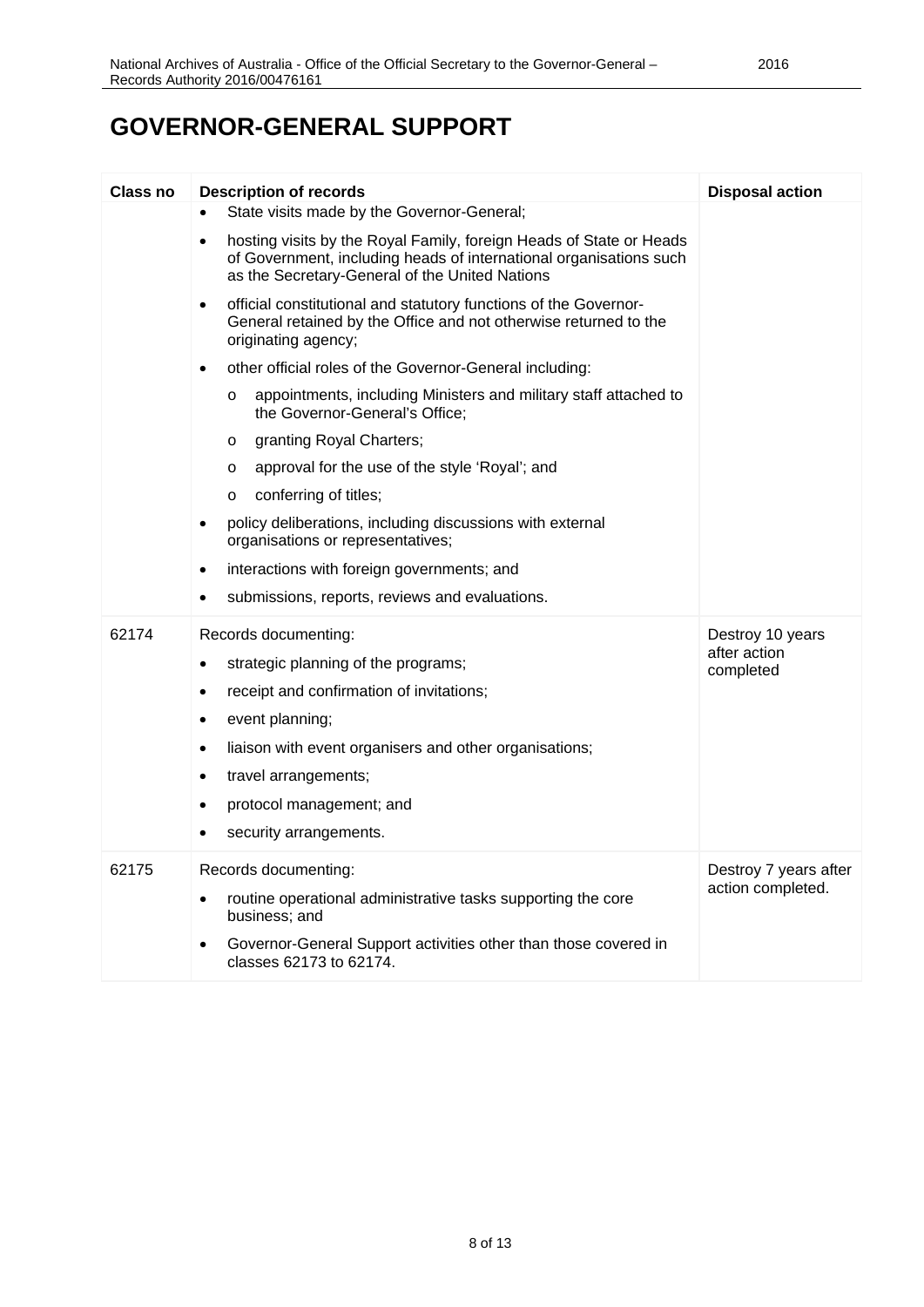# GOVERNOR-GENERAL SUPPORT

| Class no | Description of records | Disposal action |
|---|---|---|
| | • State visits made by the Governor-General;<br>• hosting visits by the Royal Family, foreign Heads of State or Heads of Government, including heads of international organisations such as the Secretary-General of the United Nations<br>• official constitutional and statutory functions of the Governor-General retained by the Office and not otherwise returned to the originating agency;<br>• other official roles of the Governor-General including:<br>&nbsp;&nbsp;&nbsp;&nbsp;o appointments, including Ministers and military staff attached to the Governor-General's Office;<br>&nbsp;&nbsp;&nbsp;&nbsp;o granting Royal Charters;<br>&nbsp;&nbsp;&nbsp;&nbsp;o approval for the use of the style 'Royal'; and<br>&nbsp;&nbsp;&nbsp;&nbsp;o conferring of titles;<br>• policy deliberations, including discussions with external organisations or representatives;<br>• interactions with foreign governments; and<br>• submissions, reports, reviews and evaluations. | |
| 62174 | Records documenting:<br>• strategic planning of the programs;<br>• receipt and confirmation of invitations;<br>• event planning;<br>• liaison with event organisers and other organisations;<br>• travel arrangements;<br>• protocol management; and<br>• security arrangements. | Destroy 10 years after action completed |
| 62175 | Records documenting:<br>• routine operational administrative tasks supporting the core business; and<br>• Governor-General Support activities other than those covered in classes 62173 to 62174. | Destroy 7 years after action completed. |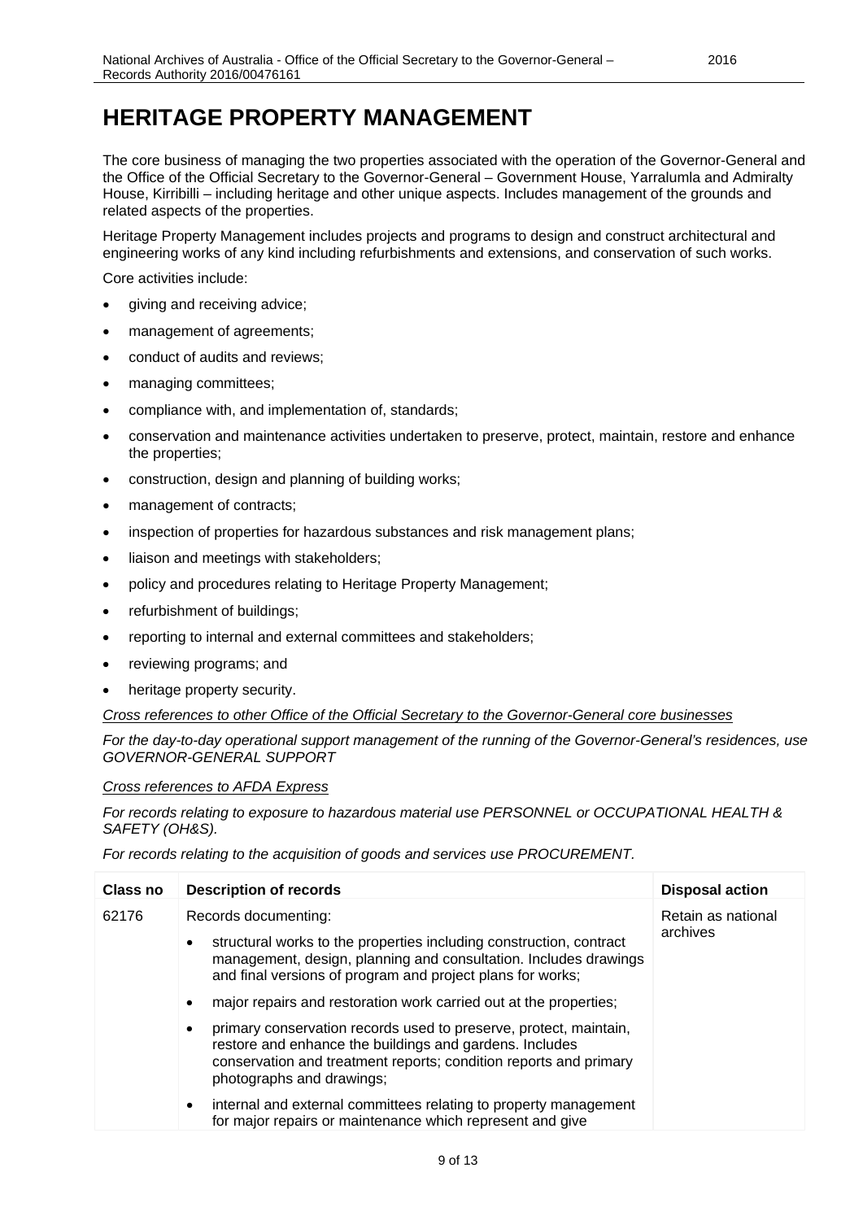# HERITAGE PROPERTY MANAGEMENT

The core business of managing the two properties associated with the operation of the Governor-General and the Office of the Official Secretary to the Governor-General – Government House, Yarralumla and Admiralty House, Kirribilli – including heritage and other unique aspects. Includes management of the grounds and related aspects of the properties.

Heritage Property Management includes projects and programs to design and construct architectural and engineering works of any kind including refurbishments and extensions, and conservation of such works.

Core activities include:

- giving and receiving advice;
- management of agreements;
- conduct of audits and reviews;
- managing committees;
- compliance with, and implementation of, standards;
- conservation and maintenance activities undertaken to preserve, protect, maintain, restore and enhance the properties;
- construction, design and planning of building works;
- management of contracts;
- inspection of properties for hazardous substances and risk management plans;
- liaison and meetings with stakeholders;
- policy and procedures relating to Heritage Property Management;
- refurbishment of buildings;
- reporting to internal and external committees and stakeholders;
- reviewing programs; and
- heritage property security.

*Cross references to other Office of the Official Secretary to the Governor-General core businesses*

*For the day-to-day operational support management of the running of the Governor-General's residences, use GOVERNOR-GENERAL SUPPORT*

*Cross references to AFDA Express*

*For records relating to exposure to hazardous material use PERSONNEL or OCCUPATIONAL HEALTH & SAFETY (OH&S).*

*For records relating to the acquisition of goods and services use PROCUREMENT.*

| Class no | Description of records | Disposal action |
|---|---|---|
| 62176 | Records documenting:<br>• structural works to the properties including construction, contract management, design, planning and consultation. Includes drawings and final versions of program and project plans for works;<br>• major repairs and restoration work carried out at the properties;<br>• primary conservation records used to preserve, protect, maintain, restore and enhance the buildings and gardens. Includes conservation and treatment reports; condition reports and primary photographs and drawings;<br>• internal and external committees relating to property management for major repairs or maintenance which represent and give | Retain as national archives |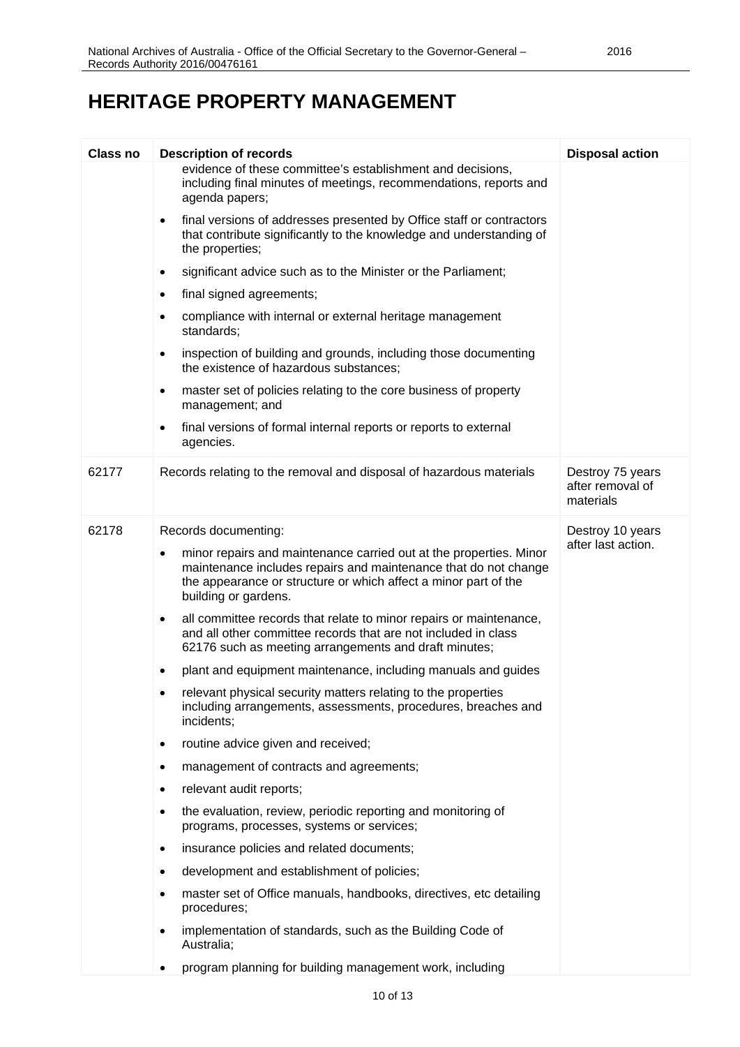# HERITAGE PROPERTY MANAGEMENT

| Class no | Description of records | Disposal action |
|---|---|---|
| | evidence of these committee's establishment and decisions, including final minutes of meetings, recommendations, reports and agenda papers;<br>• final versions of addresses presented by Office staff or contractors that contribute significantly to the knowledge and understanding of the properties;<br>• significant advice such as to the Minister or the Parliament;<br>• final signed agreements;<br>• compliance with internal or external heritage management standards;<br>• inspection of building and grounds, including those documenting the existence of hazardous substances;<br>• master set of policies relating to the core business of property management; and<br>• final versions of formal internal reports or reports to external agencies. | |
| 62177 | Records relating to the removal and disposal of hazardous materials | Destroy 75 years after removal of materials |
| 62178 | Records documenting:<br>• minor repairs and maintenance carried out at the properties. Minor maintenance includes repairs and maintenance that do not change the appearance or structure or which affect a minor part of the building or gardens.<br>• all committee records that relate to minor repairs or maintenance, and all other committee records that are not included in class 62176 such as meeting arrangements and draft minutes;<br>• plant and equipment maintenance, including manuals and guides<br>• relevant physical security matters relating to the properties including arrangements, assessments, procedures, breaches and incidents;<br>• routine advice given and received;<br>• management of contracts and agreements;<br>• relevant audit reports;<br>• the evaluation, review, periodic reporting and monitoring of programs, processes, systems or services;<br>• insurance policies and related documents;<br>• development and establishment of policies;<br>• master set of Office manuals, handbooks, directives, etc detailing procedures;<br>• implementation of standards, such as the Building Code of Australia;<br>• program planning for building management work, including | Destroy 10 years after last action. |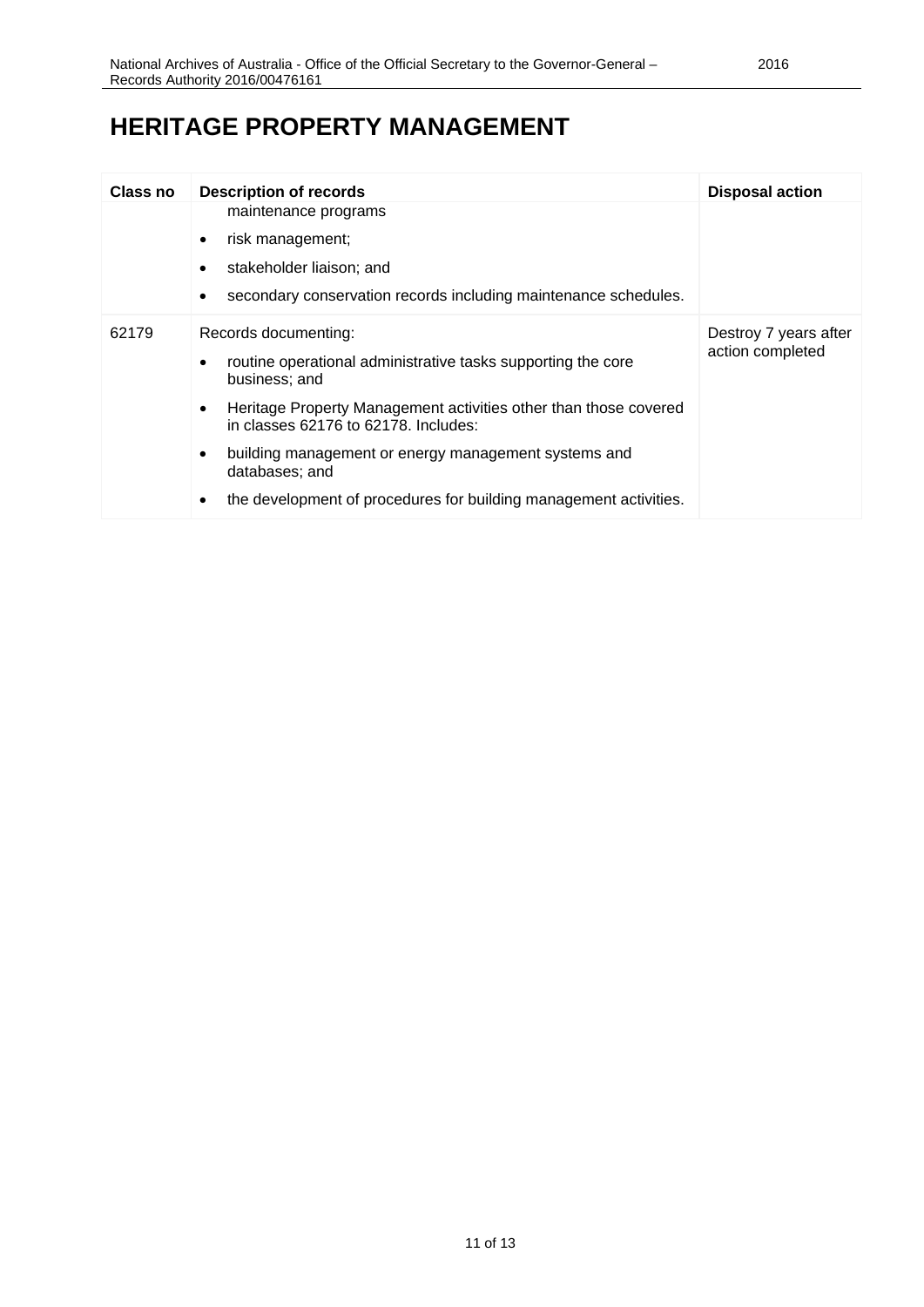# HERITAGE PROPERTY MANAGEMENT

| Class no | Description of records | Disposal action |
|---|---|---|
| | maintenance programs<br>• risk management;<br>• stakeholder liaison; and<br>• secondary conservation records including maintenance schedules. | |
| 62179 | Records documenting:<br>• routine operational administrative tasks supporting the core business; and<br>• Heritage Property Management activities other than those covered in classes 62176 to 62178. Includes:<br>• building management or energy management systems and databases; and<br>• the development of procedures for building management activities. | Destroy 7 years after action completed |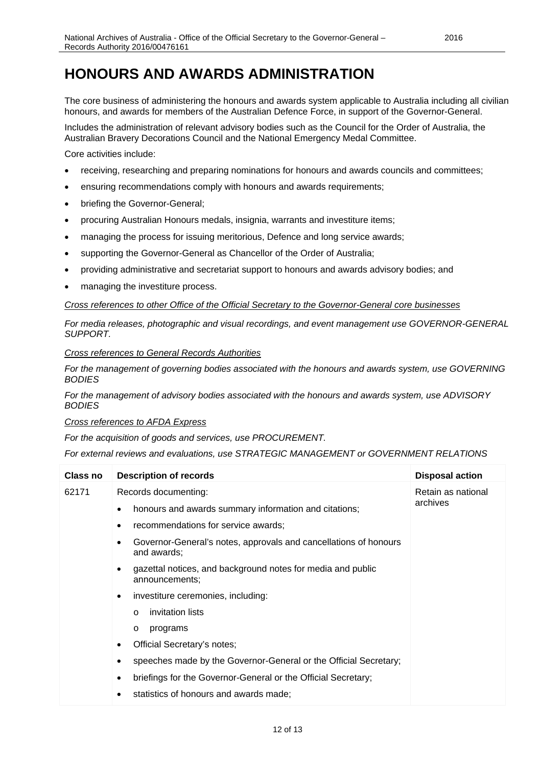# HONOURS AND AWARDS ADMINISTRATION

The core business of administering the honours and awards system applicable to Australia including all civilian honours, and awards for members of the Australian Defence Force, in support of the Governor-General.

Includes the administration of relevant advisory bodies such as the Council for the Order of Australia, the Australian Bravery Decorations Council and the National Emergency Medal Committee.

Core activities include:

- receiving, researching and preparing nominations for honours and awards councils and committees;
- ensuring recommendations comply with honours and awards requirements;
- briefing the Governor-General;
- procuring Australian Honours medals, insignia, warrants and investiture items;
- managing the process for issuing meritorious, Defence and long service awards;
- supporting the Governor-General as Chancellor of the Order of Australia;
- providing administrative and secretariat support to honours and awards advisory bodies; and
- managing the investiture process.

*Cross references to other Office of the Official Secretary to the Governor-General core businesses*

*For media releases, photographic and visual recordings, and event management use GOVERNOR-GENERAL SUPPORT.*

*Cross references to General Records Authorities*

*For the management of governing bodies associated with the honours and awards system, use GOVERNING BODIES*

*For the management of advisory bodies associated with the honours and awards system, use ADVISORY BODIES*

*Cross references to AFDA Express*

*For the acquisition of goods and services, use PROCUREMENT.*

*For external reviews and evaluations, use STRATEGIC MANAGEMENT or GOVERNMENT RELATIONS*

| Class no | Description of records | Disposal action |
| --- | --- | --- |
| 62171 | Records documenting:<br>• honours and awards summary information and citations;<br>• recommendations for service awards;<br>• Governor-General's notes, approvals and cancellations of honours and awards;<br>• gazettal notices, and background notes for media and public announcements;<br>• investiture ceremonies, including:<br>&nbsp;&nbsp;&nbsp;o invitation lists<br>&nbsp;&nbsp;&nbsp;o programs<br>• Official Secretary's notes;<br>• speeches made by the Governor-General or the Official Secretary;<br>• briefings for the Governor-General or the Official Secretary;<br>• statistics of honours and awards made; | Retain as national archives |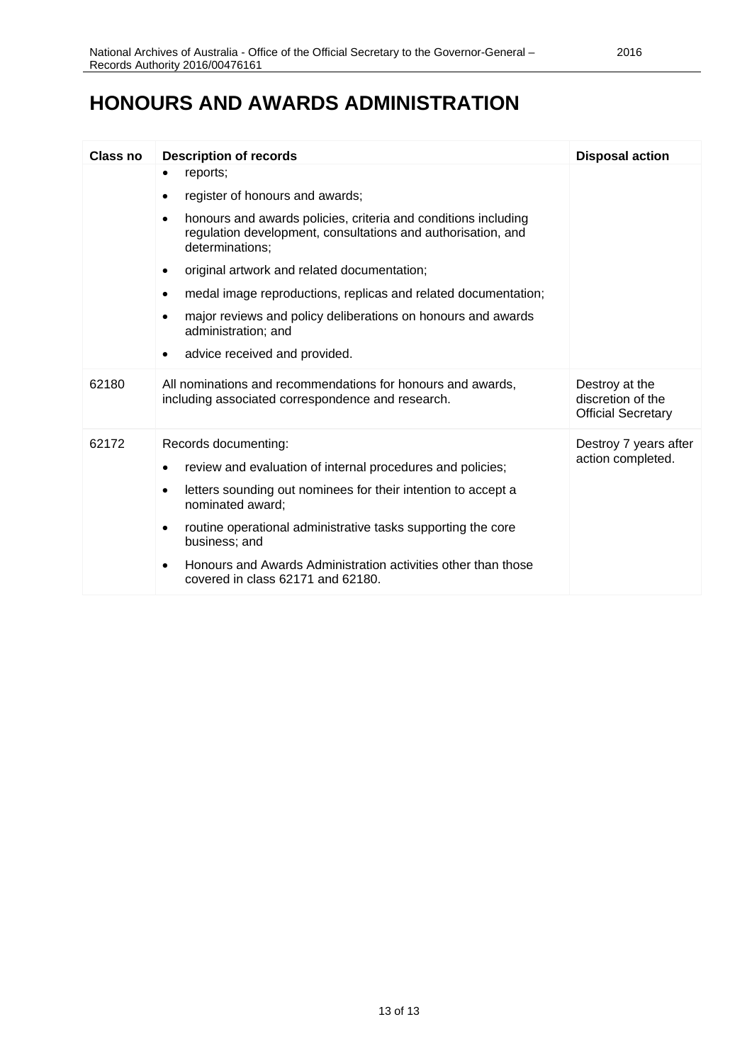# HONOURS AND AWARDS ADMINISTRATION

| Class no | Description of records | Disposal action |
|---|---|---|
| | • reports;<br>• register of honours and awards;<br>• honours and awards policies, criteria and conditions including regulation development, consultations and authorisation, and determinations;<br>• original artwork and related documentation;<br>• medal image reproductions, replicas and related documentation;<br>• major reviews and policy deliberations on honours and awards administration; and<br>• advice received and provided. | |
| 62180 | All nominations and recommendations for honours and awards, including associated correspondence and research. | Destroy at the discretion of the Official Secretary |
| 62172 | Records documenting:<br>• review and evaluation of internal procedures and policies;<br>• letters sounding out nominees for their intention to accept a nominated award;<br>• routine operational administrative tasks supporting the core business; and<br>• Honours and Awards Administration activities other than those covered in class 62171 and 62180. | Destroy 7 years after action completed. |